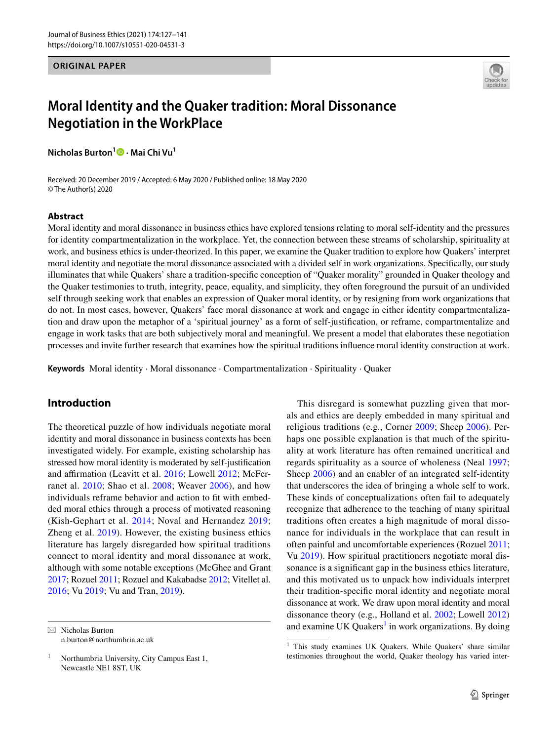ORIGINAL PAPER

# Moral Identity and the Quaker tradition: Moral Dissonance Negotiation in the WorkPlace

**Nicholas Burton[1] · Mai Chi Vu[1]**

Received: 20 December 2019 / Accepted: 6 May 2020 / Published online: 18 May 2020
© The Author(s) 2020

## Abstract

Moral identity and moral dissonance in business ethics have explored tensions relating to moral self-identity and the pressures for identity compartmentalization in the workplace. Yet, the connection between these streams of scholarship, spirituality at work, and business ethics is under-theorized. In this paper, we examine the Quaker tradition to explore how Quakers' interpret moral identity and negotiate the moral dissonance associated with a divided self in work organizations. Specifically, our study illuminates that while Quakers' share a tradition-specific conception of "Quaker morality" grounded in Quaker theology and the Quaker testimonies to truth, integrity, peace, equality, and simplicity, they often foreground the pursuit of an undivided self through seeking work that enables an expression of Quaker moral identity, or by resigning from work organizations that do not. In most cases, however, Quakers' face moral dissonance at work and engage in either identity compartmentalization and draw upon the metaphor of a 'spiritual journey' as a form of self-justification, or reframe, compartmentalize and engage in work tasks that are both subjectively moral and meaningful. We present a model that elaborates these negotiation processes and invite further research that examines how the spiritual traditions influence moral identity construction at work.

**Keywords** Moral identity · Moral dissonance · Compartmentalization · Spirituality · Quaker

## Introduction

The theoretical puzzle of how individuals negotiate moral identity and moral dissonance in business contexts has been investigated widely. For example, existing scholarship has stressed how moral identity is moderated by self-justification and affirmation (Leavitt et al. 2016; Lowell 2012; McFerranet al. 2010; Shao et al. 2008; Weaver 2006), and how individuals reframe behavior and action to fit with embedded moral ethics through a process of motivated reasoning (Kish-Gephart et al. 2014; Noval and Hernandez 2019; Zheng et al. 2019). However, the existing business ethics literature has largely disregarded how spiritual traditions connect to moral identity and moral dissonance at work, although with some notable exceptions (McGhee and Grant 2017; Rozuel 2011; Rozuel and Kakabadse 2012; Vitellet al. 2016; Vu 2019; Vu and Tran, 2019).

This disregard is somewhat puzzling given that morals and ethics are deeply embedded in many spiritual and religious traditions (e.g., Corner 2009; Sheep 2006). Perhaps one possible explanation is that much of the spirituality at work literature has often remained uncritical and regards spirituality as a source of wholeness (Neal 1997; Sheep 2006) and an enabler of an integrated self-identity that underscores the idea of bringing a whole self to work. These kinds of conceptualizations often fail to adequately recognize that adherence to the teaching of many spiritual traditions often creates a high magnitude of moral dissonance for individuals in the workplace that can result in often painful and uncomfortable experiences (Rozuel 2011; Vu 2019). How spiritual practitioners negotiate moral dissonance is a significant gap in the business ethics literature, and this motivated us to unpack how individuals interpret their tradition-specific moral identity and negotiate moral dissonance at work. We draw upon moral identity and moral dissonance theory (e.g., Holland et al. 2002; Lowell 2012) and examine UK Quakers[1] in work organizations. By doing

---

✉ Nicholas Burton
n.burton@northumbria.ac.uk

[1] Northumbria University, City Campus East 1, Newcastle NE1 8ST, UK

[1] This study examines UK Quakers. While Quakers' share similar testimonies throughout the world, Quaker theology has varied inter-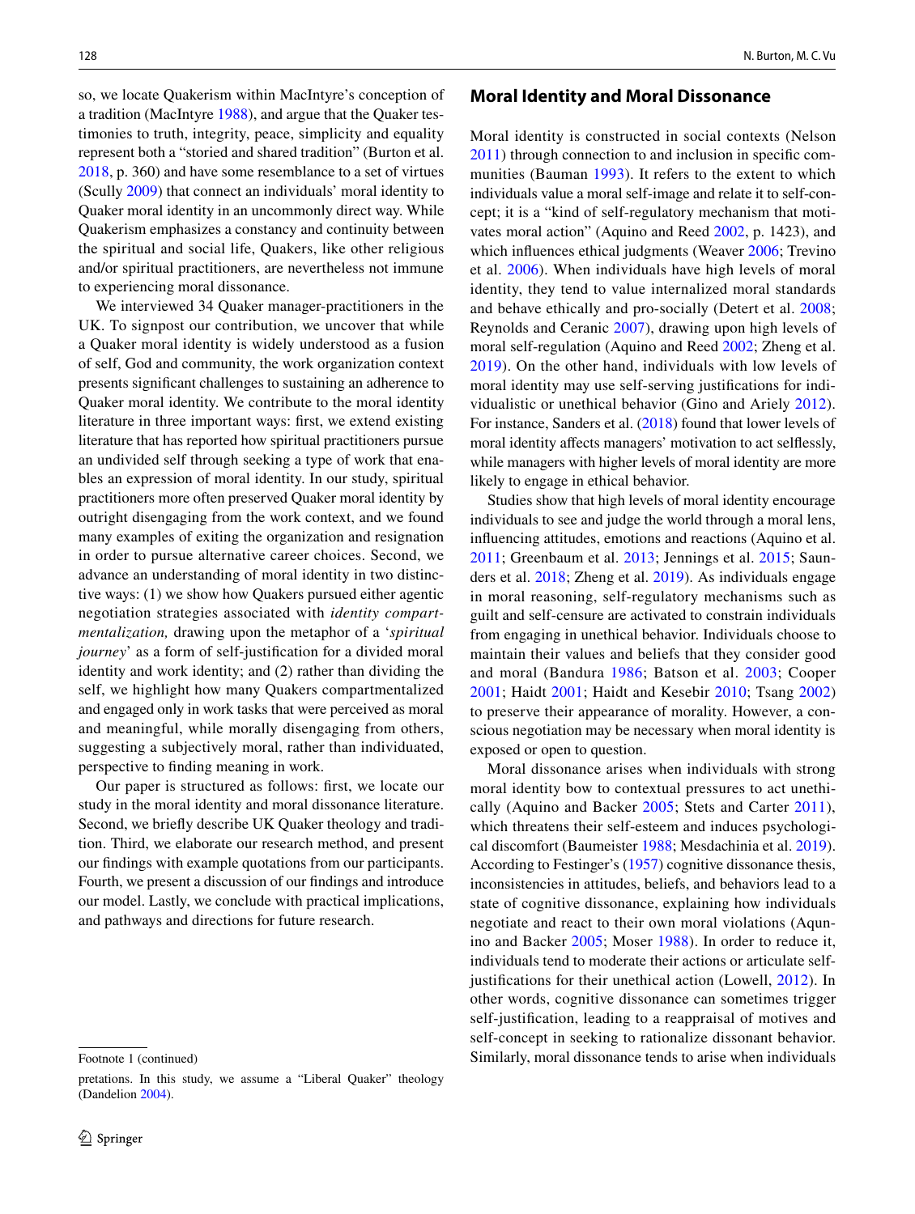so, we locate Quakerism within MacIntyre's conception of a tradition (MacIntyre 1988), and argue that the Quaker testimonies to truth, integrity, peace, simplicity and equality represent both a "storied and shared tradition" (Burton et al. 2018, p. 360) and have some resemblance to a set of virtues (Scully 2009) that connect an individuals' moral identity to Quaker moral identity in an uncommonly direct way. While Quakerism emphasizes a constancy and continuity between the spiritual and social life, Quakers, like other religious and/or spiritual practitioners, are nevertheless not immune to experiencing moral dissonance.

We interviewed 34 Quaker manager-practitioners in the UK. To signpost our contribution, we uncover that while a Quaker moral identity is widely understood as a fusion of self, God and community, the work organization context presents significant challenges to sustaining an adherence to Quaker moral identity. We contribute to the moral identity literature in three important ways: first, we extend existing literature that has reported how spiritual practitioners pursue an undivided self through seeking a type of work that enables an expression of moral identity. In our study, spiritual practitioners more often preserved Quaker moral identity by outright disengaging from the work context, and we found many examples of exiting the organization and resignation in order to pursue alternative career choices. Second, we advance an understanding of moral identity in two distinctive ways: (1) we show how Quakers pursued either agentic negotiation strategies associated with *identity compartmentalization,* drawing upon the metaphor of a '*spiritual journey*' as a form of self-justification for a divided moral identity and work identity; and (2) rather than dividing the self, we highlight how many Quakers compartmentalized and engaged only in work tasks that were perceived as moral and meaningful, while morally disengaging from others, suggesting a subjectively moral, rather than individuated, perspective to finding meaning in work.

Our paper is structured as follows: first, we locate our study in the moral identity and moral dissonance literature. Second, we briefly describe UK Quaker theology and tradition. Third, we elaborate our research method, and present our findings with example quotations from our participants. Fourth, we present a discussion of our findings and introduce our model. Lastly, we conclude with practical implications, and pathways and directions for future research.

## Moral Identity and Moral Dissonance

Moral identity is constructed in social contexts (Nelson 2011) through connection to and inclusion in specific communities (Bauman 1993). It refers to the extent to which individuals value a moral self-image and relate it to self-concept; it is a "kind of self-regulatory mechanism that motivates moral action" (Aquino and Reed 2002, p. 1423), and which influences ethical judgments (Weaver 2006; Trevino et al. 2006). When individuals have high levels of moral identity, they tend to value internalized moral standards and behave ethically and pro-socially (Detert et al. 2008; Reynolds and Ceranic 2007), drawing upon high levels of moral self-regulation (Aquino and Reed 2002; Zheng et al. 2019). On the other hand, individuals with low levels of moral identity may use self-serving justifications for individualistic or unethical behavior (Gino and Ariely 2012). For instance, Sanders et al. (2018) found that lower levels of moral identity affects managers' motivation to act selflessly, while managers with higher levels of moral identity are more likely to engage in ethical behavior.

Studies show that high levels of moral identity encourage individuals to see and judge the world through a moral lens, influencing attitudes, emotions and reactions (Aquino et al. 2011; Greenbaum et al. 2013; Jennings et al. 2015; Saunders et al. 2018; Zheng et al. 2019). As individuals engage in moral reasoning, self-regulatory mechanisms such as guilt and self-censure are activated to constrain individuals from engaging in unethical behavior. Individuals choose to maintain their values and beliefs that they consider good and moral (Bandura 1986; Batson et al. 2003; Cooper 2001; Haidt 2001; Haidt and Kesebir 2010; Tsang 2002) to preserve their appearance of morality. However, a conscious negotiation may be necessary when moral identity is exposed or open to question.

Moral dissonance arises when individuals with strong moral identity bow to contextual pressures to act unethically (Aquino and Backer 2005; Stets and Carter 2011), which threatens their self-esteem and induces psychological discomfort (Baumeister 1988; Mesdachinia et al. 2019). According to Festinger's (1957) cognitive dissonance thesis, inconsistencies in attitudes, beliefs, and behaviors lead to a state of cognitive dissonance, explaining how individuals negotiate and react to their own moral violations (Aqunino and Backer 2005; Moser 1988). In order to reduce it, individuals tend to moderate their actions or articulate self-justifications for their unethical action (Lowell, 2012). In other words, cognitive dissonance can sometimes trigger self-justification, leading to a reappraisal of motives and self-concept in seeking to rationalize dissonant behavior. Similarly, moral dissonance tends to arise when individuals

Footnote 1 (continued)

pretations. In this study, we assume a "Liberal Quaker" theology (Dandelion 2004).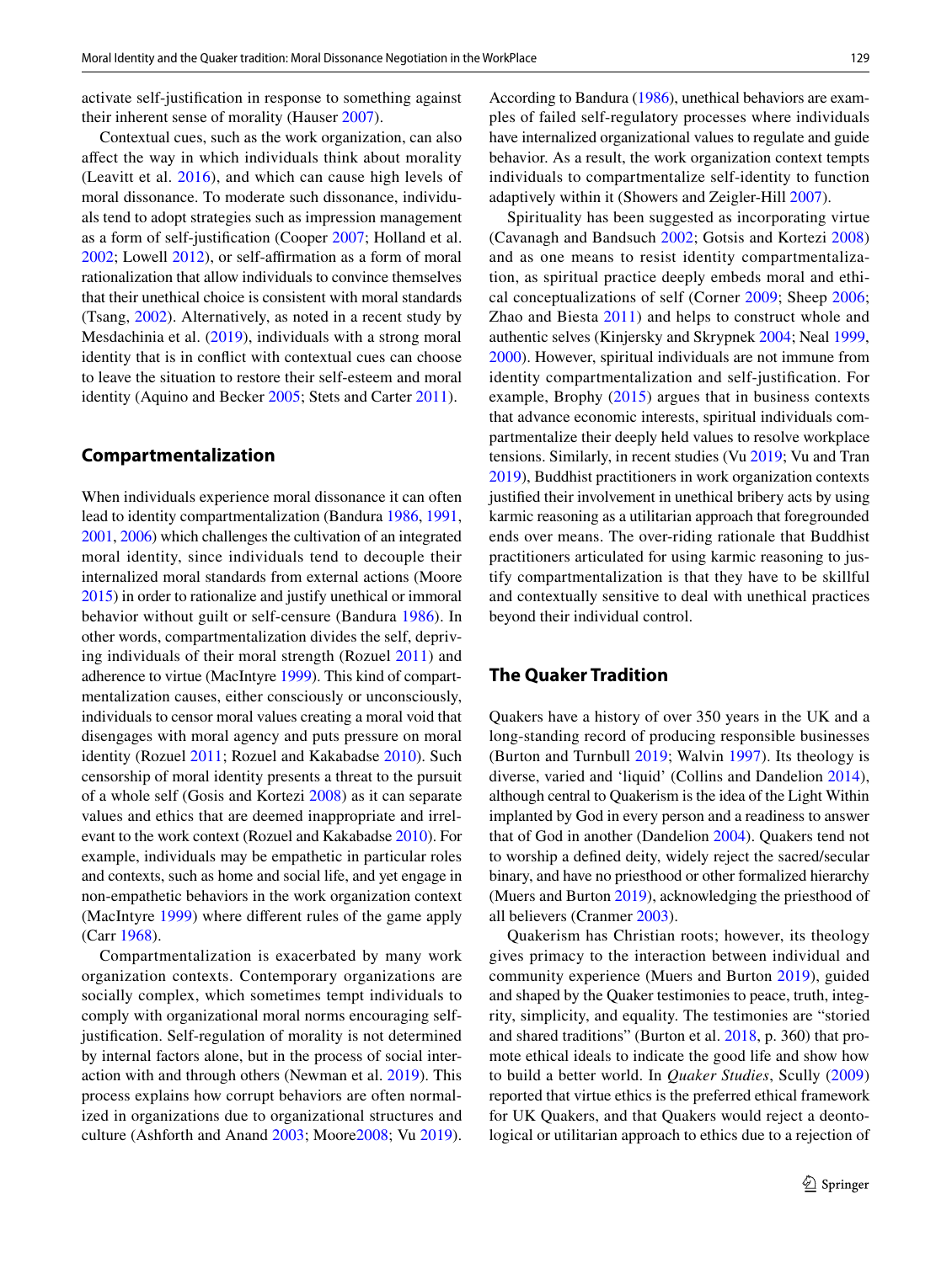activate self-justification in response to something against their inherent sense of morality (Hauser 2007).

Contextual cues, such as the work organization, can also affect the way in which individuals think about morality (Leavitt et al. 2016), and which can cause high levels of moral dissonance. To moderate such dissonance, individuals tend to adopt strategies such as impression management as a form of self-justification (Cooper 2007; Holland et al. 2002; Lowell 2012), or self-affirmation as a form of moral rationalization that allow individuals to convince themselves that their unethical choice is consistent with moral standards (Tsang, 2002). Alternatively, as noted in a recent study by Mesdachinia et al. (2019), individuals with a strong moral identity that is in conflict with contextual cues can choose to leave the situation to restore their self-esteem and moral identity (Aquino and Becker 2005; Stets and Carter 2011).

## Compartmentalization

When individuals experience moral dissonance it can often lead to identity compartmentalization (Bandura 1986, 1991, 2001, 2006) which challenges the cultivation of an integrated moral identity, since individuals tend to decouple their internalized moral standards from external actions (Moore 2015) in order to rationalize and justify unethical or immoral behavior without guilt or self-censure (Bandura 1986). In other words, compartmentalization divides the self, depriving individuals of their moral strength (Rozuel 2011) and adherence to virtue (MacIntyre 1999). This kind of compartmentalization causes, either consciously or unconsciously, individuals to censor moral values creating a moral void that disengages with moral agency and puts pressure on moral identity (Rozuel 2011; Rozuel and Kakabadse 2010). Such censorship of moral identity presents a threat to the pursuit of a whole self (Gosis and Kortezi 2008) as it can separate values and ethics that are deemed inappropriate and irrelevant to the work context (Rozuel and Kakabadse 2010). For example, individuals may be empathetic in particular roles and contexts, such as home and social life, and yet engage in non-empathetic behaviors in the work organization context (MacIntyre 1999) where different rules of the game apply (Carr 1968).

Compartmentalization is exacerbated by many work organization contexts. Contemporary organizations are socially complex, which sometimes tempt individuals to comply with organizational moral norms encouraging self-justification. Self-regulation of morality is not determined by internal factors alone, but in the process of social interaction with and through others (Newman et al. 2019). This process explains how corrupt behaviors are often normalized in organizations due to organizational structures and culture (Ashforth and Anand 2003; Moore2008; Vu 2019). According to Bandura (1986), unethical behaviors are examples of failed self-regulatory processes where individuals have internalized organizational values to regulate and guide behavior. As a result, the work organization context tempts individuals to compartmentalize self-identity to function adaptively within it (Showers and Zeigler-Hill 2007).

Spirituality has been suggested as incorporating virtue (Cavanagh and Bandsuch 2002; Gotsis and Kortezi 2008) and as one means to resist identity compartmentalization, as spiritual practice deeply embeds moral and ethical conceptualizations of self (Corner 2009; Sheep 2006; Zhao and Biesta 2011) and helps to construct whole and authentic selves (Kinjersky and Skrypnek 2004; Neal 1999, 2000). However, spiritual individuals are not immune from identity compartmentalization and self-justification. For example, Brophy (2015) argues that in business contexts that advance economic interests, spiritual individuals compartmentalize their deeply held values to resolve workplace tensions. Similarly, in recent studies (Vu 2019; Vu and Tran 2019), Buddhist practitioners in work organization contexts justified their involvement in unethical bribery acts by using karmic reasoning as a utilitarian approach that foregrounded ends over means. The over-riding rationale that Buddhist practitioners articulated for using karmic reasoning to justify compartmentalization is that they have to be skillful and contextually sensitive to deal with unethical practices beyond their individual control.

## The Quaker Tradition

Quakers have a history of over 350 years in the UK and a long-standing record of producing responsible businesses (Burton and Turnbull 2019; Walvin 1997). Its theology is diverse, varied and 'liquid' (Collins and Dandelion 2014), although central to Quakerism is the idea of the Light Within implanted by God in every person and a readiness to answer that of God in another (Dandelion 2004). Quakers tend not to worship a defined deity, widely reject the sacred/secular binary, and have no priesthood or other formalized hierarchy (Muers and Burton 2019), acknowledging the priesthood of all believers (Cranmer 2003).

Quakerism has Christian roots; however, its theology gives primacy to the interaction between individual and community experience (Muers and Burton 2019), guided and shaped by the Quaker testimonies to peace, truth, integrity, simplicity, and equality. The testimonies are "storied and shared traditions" (Burton et al. 2018, p. 360) that promote ethical ideals to indicate the good life and show how to build a better world. In *Quaker Studies*, Scully (2009) reported that virtue ethics is the preferred ethical framework for UK Quakers, and that Quakers would reject a deontological or utilitarian approach to ethics due to a rejection of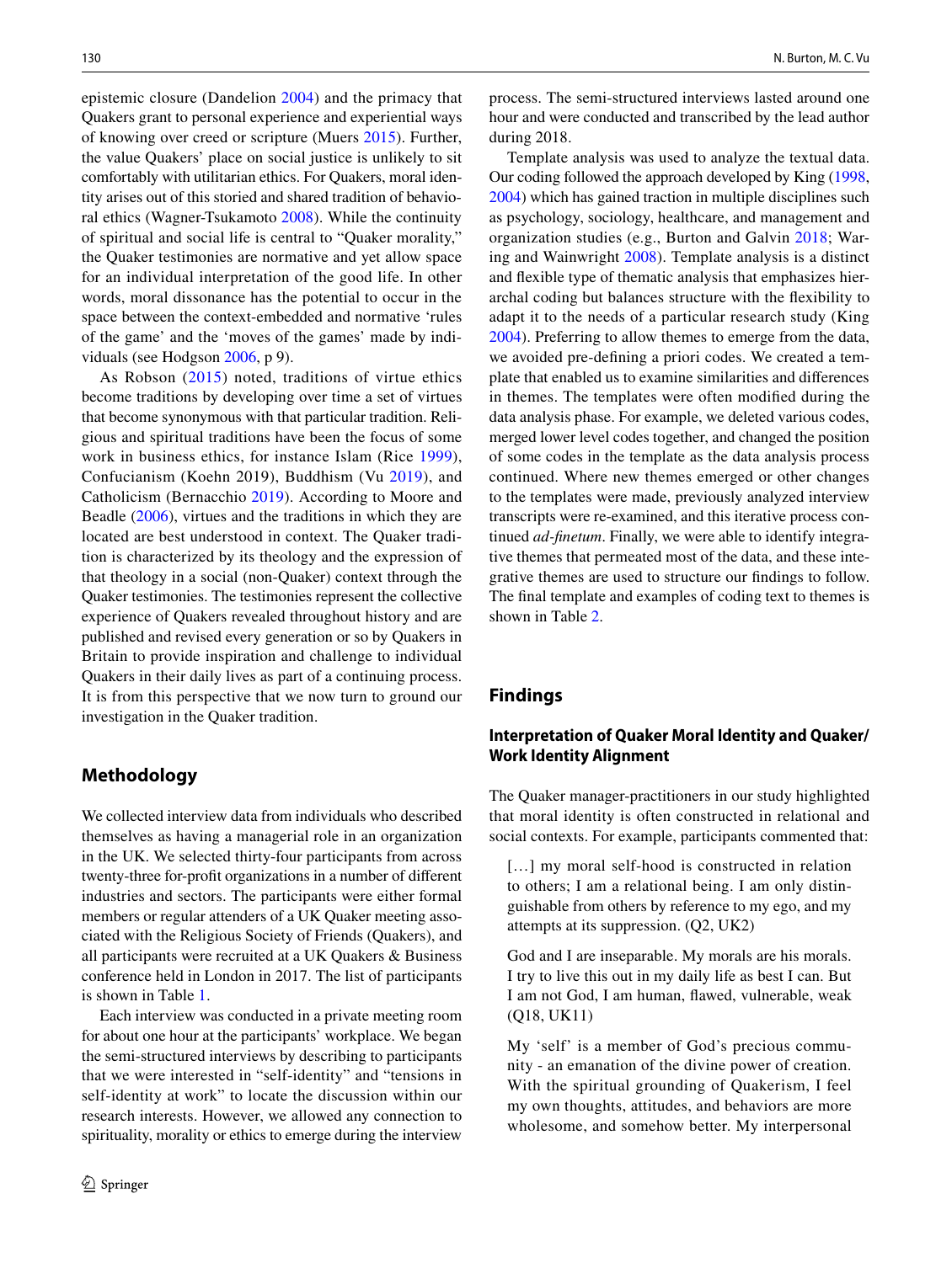epistemic closure (Dandelion 2004) and the primacy that Quakers grant to personal experience and experiential ways of knowing over creed or scripture (Muers 2015). Further, the value Quakers' place on social justice is unlikely to sit comfortably with utilitarian ethics. For Quakers, moral identity arises out of this storied and shared tradition of behavioral ethics (Wagner-Tsukamoto 2008). While the continuity of spiritual and social life is central to "Quaker morality," the Quaker testimonies are normative and yet allow space for an individual interpretation of the good life. In other words, moral dissonance has the potential to occur in the space between the context-embedded and normative 'rules of the game' and the 'moves of the games' made by individuals (see Hodgson 2006, p 9).

As Robson (2015) noted, traditions of virtue ethics become traditions by developing over time a set of virtues that become synonymous with that particular tradition. Religious and spiritual traditions have been the focus of some work in business ethics, for instance Islam (Rice 1999), Confucianism (Koehn 2019), Buddhism (Vu 2019), and Catholicism (Bernacchio 2019). According to Moore and Beadle (2006), virtues and the traditions in which they are located are best understood in context. The Quaker tradition is characterized by its theology and the expression of that theology in a social (non-Quaker) context through the Quaker testimonies. The testimonies represent the collective experience of Quakers revealed throughout history and are published and revised every generation or so by Quakers in Britain to provide inspiration and challenge to individual Quakers in their daily lives as part of a continuing process. It is from this perspective that we now turn to ground our investigation in the Quaker tradition.

## Methodology

We collected interview data from individuals who described themselves as having a managerial role in an organization in the UK. We selected thirty-four participants from across twenty-three for-profit organizations in a number of different industries and sectors. The participants were either formal members or regular attenders of a UK Quaker meeting associated with the Religious Society of Friends (Quakers), and all participants were recruited at a UK Quakers & Business conference held in London in 2017. The list of participants is shown in Table 1.

Each interview was conducted in a private meeting room for about one hour at the participants' workplace. We began the semi-structured interviews by describing to participants that we were interested in "self-identity" and "tensions in self-identity at work" to locate the discussion within our research interests. However, we allowed any connection to spirituality, morality or ethics to emerge during the interview process. The semi-structured interviews lasted around one hour and were conducted and transcribed by the lead author during 2018.

Template analysis was used to analyze the textual data. Our coding followed the approach developed by King (1998, 2004) which has gained traction in multiple disciplines such as psychology, sociology, healthcare, and management and organization studies (e.g., Burton and Galvin 2018; Waring and Wainwright 2008). Template analysis is a distinct and flexible type of thematic analysis that emphasizes hierarchal coding but balances structure with the flexibility to adapt it to the needs of a particular research study (King 2004). Preferring to allow themes to emerge from the data, we avoided pre-defining a priori codes. We created a template that enabled us to examine similarities and differences in themes. The templates were often modified during the data analysis phase. For example, we deleted various codes, merged lower level codes together, and changed the position of some codes in the template as the data analysis process continued. Where new themes emerged or other changes to the templates were made, previously analyzed interview transcripts were re-examined, and this iterative process continued *ad-finetum*. Finally, we were able to identify integrative themes that permeated most of the data, and these integrative themes are used to structure our findings to follow. The final template and examples of coding text to themes is shown in Table 2.

## Findings

### Interpretation of Quaker Moral Identity and Quaker/Work Identity Alignment

The Quaker manager-practitioners in our study highlighted that moral identity is often constructed in relational and social contexts. For example, participants commented that:

> […] my moral self-hood is constructed in relation to others; I am a relational being. I am only distinguishable from others by reference to my ego, and my attempts at its suppression. (Q2, UK2)

> God and I are inseparable. My morals are his morals. I try to live this out in my daily life as best I can. But I am not God, I am human, flawed, vulnerable, weak (Q18, UK11)

> My 'self' is a member of God's precious community - an emanation of the divine power of creation. With the spiritual grounding of Quakerism, I feel my own thoughts, attitudes, and behaviors are more wholesome, and somehow better. My interpersonal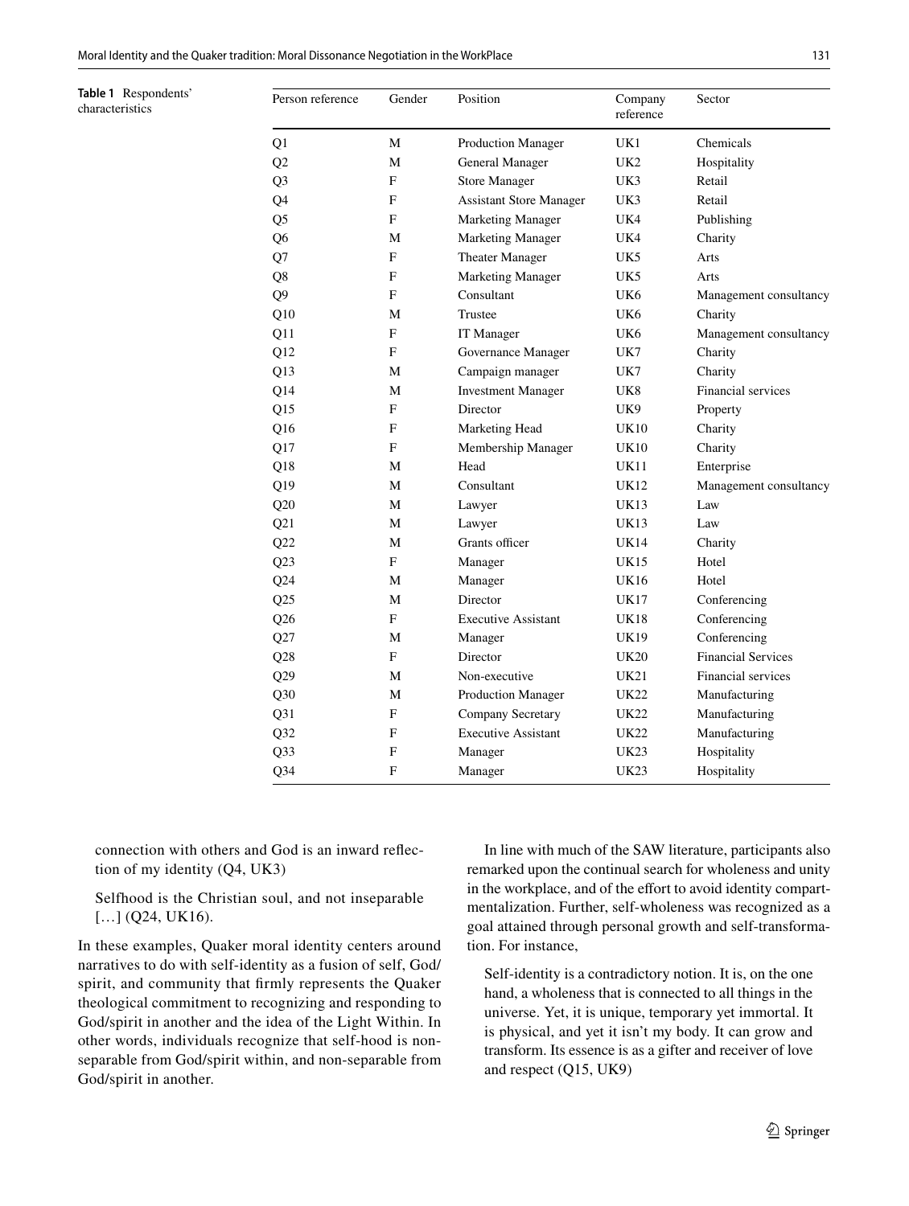**Table 1** Respondents' characteristics

| Person reference | Gender | Position | Company reference | Sector |
|---|---|---|---|---|
| Q1 | M | Production Manager | UK1 | Chemicals |
| Q2 | M | General Manager | UK2 | Hospitality |
| Q3 | F | Store Manager | UK3 | Retail |
| Q4 | F | Assistant Store Manager | UK3 | Retail |
| Q5 | F | Marketing Manager | UK4 | Publishing |
| Q6 | M | Marketing Manager | UK4 | Charity |
| Q7 | F | Theater Manager | UK5 | Arts |
| Q8 | F | Marketing Manager | UK5 | Arts |
| Q9 | F | Consultant | UK6 | Management consultancy |
| Q10 | M | Trustee | UK6 | Charity |
| Q11 | F | IT Manager | UK6 | Management consultancy |
| Q12 | F | Governance Manager | UK7 | Charity |
| Q13 | M | Campaign manager | UK7 | Charity |
| Q14 | M | Investment Manager | UK8 | Financial services |
| Q15 | F | Director | UK9 | Property |
| Q16 | F | Marketing Head | UK10 | Charity |
| Q17 | F | Membership Manager | UK10 | Charity |
| Q18 | M | Head | UK11 | Enterprise |
| Q19 | M | Consultant | UK12 | Management consultancy |
| Q20 | M | Lawyer | UK13 | Law |
| Q21 | M | Lawyer | UK13 | Law |
| Q22 | M | Grants officer | UK14 | Charity |
| Q23 | F | Manager | UK15 | Hotel |
| Q24 | M | Manager | UK16 | Hotel |
| Q25 | M | Director | UK17 | Conferencing |
| Q26 | F | Executive Assistant | UK18 | Conferencing |
| Q27 | M | Manager | UK19 | Conferencing |
| Q28 | F | Director | UK20 | Financial Services |
| Q29 | M | Non-executive | UK21 | Financial services |
| Q30 | M | Production Manager | UK22 | Manufacturing |
| Q31 | F | Company Secretary | UK22 | Manufacturing |
| Q32 | F | Executive Assistant | UK22 | Manufacturing |
| Q33 | F | Manager | UK23 | Hospitality |
| Q34 | F | Manager | UK23 | Hospitality |

> connection with others and God is an inward reflection of my identity (Q4, UK3)

> Selfhood is the Christian soul, and not inseparable […] (Q24, UK16).

In these examples, Quaker moral identity centers around narratives to do with self-identity as a fusion of self, God/spirit, and community that firmly represents the Quaker theological commitment to recognizing and responding to God/spirit in another and the idea of the Light Within. In other words, individuals recognize that self-hood is non-separable from God/spirit within, and non-separable from God/spirit in another.

In line with much of the SAW literature, participants also remarked upon the continual search for wholeness and unity in the workplace, and of the effort to avoid identity compartmentalization. Further, self-wholeness was recognized as a goal attained through personal growth and self-transformation. For instance,

> Self-identity is a contradictory notion. It is, on the one hand, a wholeness that is connected to all things in the universe. Yet, it is unique, temporary yet immortal. It is physical, and yet it isn't my body. It can grow and transform. Its essence is as a gifter and receiver of love and respect (Q15, UK9)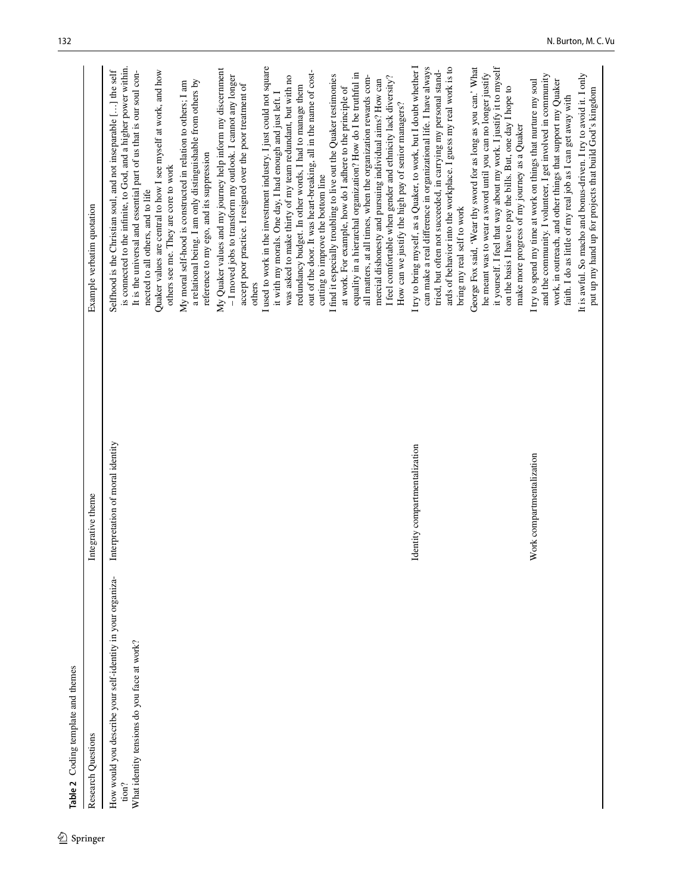**Table 2** Coding template and themes

| Research Questions | Integrative theme | Example verbatim quotation |
|---|---|---|
| How would you describe your self-identity in your organization?<br>What identity tensions do you face at work? | Interpretation of moral identity | Selfhood is the Christian soul, and not inseparable […] the self is connected to the infinite, to God, and a higher power within. It is the universal and essential part of us that is our soul connected to all others, and to life<br>Quaker values are central to how I see myself at work, and how others see me. They are core to work<br>My moral self-hood is constructed in relation to others; I am a relational being. I am only distinguishable from others by reference to my ego, and its suppression<br>My Quaker values and my journey help inform my discernment – I moved jobs to transform my outlook. I cannot any longer accept poor practice. I resigned over the poor treatment of others |
| | Identity compartmentalization | I used to work in the investment industry. I just could not square it with my morals. One day, I had enough and just left. I was asked to make thirty of my team redundant, but with no redundancy budget. In other words, I had to manage them out of the door. It was heart-breaking, all in the name of cost-cutting to improve the bottom line<br>I find it especially troubling to live out the Quaker testimonies at work. For example, how do I adhere to the principle of equality in a hierarchal organization? How do I be truthful in all matters, at all times, when the organization rewards commercial dishonesty and pursuing individual aims? How can I feel comfortable when gender and ethnicity lack diversity? How can we justify the high pay of senior managers?<br>I try to bring myself, as a Quaker, to work, but I doubt whether I can make a real difference in organizational life. I have always tried, but often not succeeded, in carrying my personal standards of behavior into the workplace. I guess my real work is to bring my real self to work |
| | Work compartmentalization | George Fox said, 'Wear thy sword for as long as you can.' What he meant was to wear a sword until you can no longer justify it yourself. I feel that way about my work. I justify it to myself on the basis I have to pay the bills. But, one day I hope to make more progress of my journey as a Quaker<br>I try to spend my time at work on things that nurture my soul and the community. I volunteer, I get involved in community work, in outreach, and other things that support my Quaker faith. I do as little of my real job as I can get away with<br>It is awful. So macho and bonus-driven. I try to avoid it. I only put up my hand up for projects that build God's kingdom |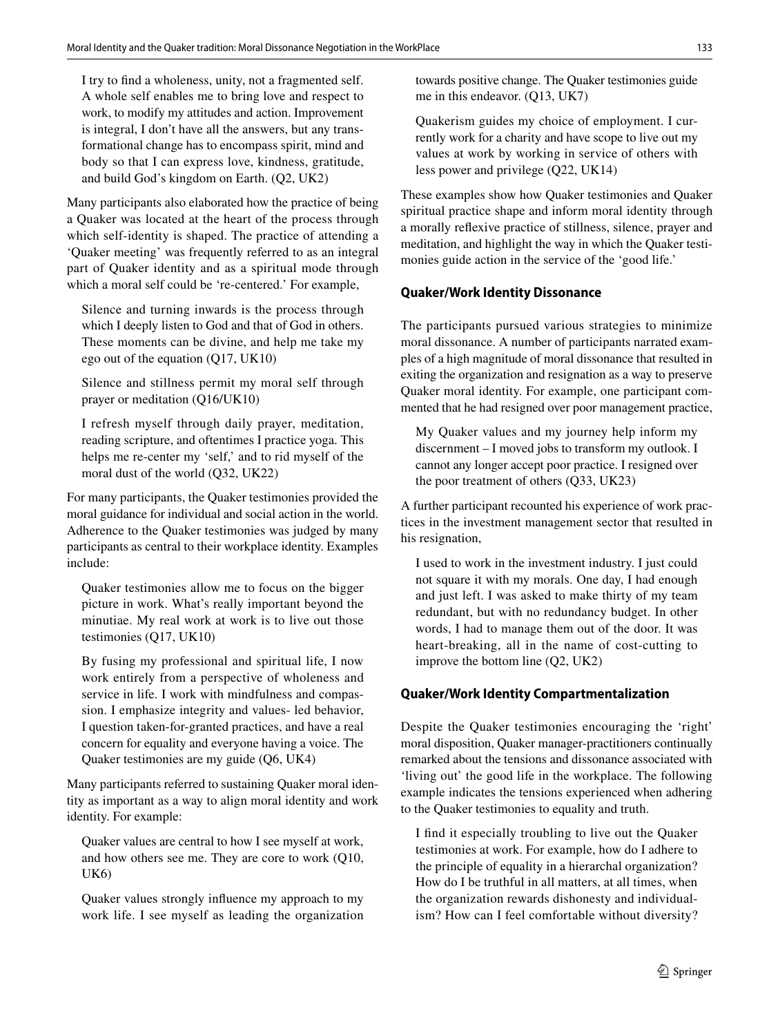> I try to find a wholeness, unity, not a fragmented self. A whole self enables me to bring love and respect to work, to modify my attitudes and action. Improvement is integral, I don't have all the answers, but any transformational change has to encompass spirit, mind and body so that I can express love, kindness, gratitude, and build God's kingdom on Earth. (Q2, UK2)

Many participants also elaborated how the practice of being a Quaker was located at the heart of the process through which self-identity is shaped. The practice of attending a 'Quaker meeting' was frequently referred to as an integral part of Quaker identity and as a spiritual mode through which a moral self could be 're-centered.' For example,

> Silence and turning inwards is the process through which I deeply listen to God and that of God in others. These moments can be divine, and help me take my ego out of the equation (Q17, UK10)

> Silence and stillness permit my moral self through prayer or meditation (Q16/UK10)

> I refresh myself through daily prayer, meditation, reading scripture, and oftentimes I practice yoga. This helps me re-center my 'self,' and to rid myself of the moral dust of the world (Q32, UK22)

For many participants, the Quaker testimonies provided the moral guidance for individual and social action in the world. Adherence to the Quaker testimonies was judged by many participants as central to their workplace identity. Examples include:

> Quaker testimonies allow me to focus on the bigger picture in work. What's really important beyond the minutiae. My real work at work is to live out those testimonies (Q17, UK10)

> By fusing my professional and spiritual life, I now work entirely from a perspective of wholeness and service in life. I work with mindfulness and compassion. I emphasize integrity and values- led behavior, I question taken-for-granted practices, and have a real concern for equality and everyone having a voice. The Quaker testimonies are my guide (Q6, UK4)

Many participants referred to sustaining Quaker moral identity as important as a way to align moral identity and work identity. For example:

> Quaker values are central to how I see myself at work, and how others see me. They are core to work (Q10, UK6)

> Quaker values strongly influence my approach to my work life. I see myself as leading the organization towards positive change. The Quaker testimonies guide me in this endeavor. (Q13, UK7)

> Quakerism guides my choice of employment. I currently work for a charity and have scope to live out my values at work by working in service of others with less power and privilege (Q22, UK14)

These examples show how Quaker testimonies and Quaker spiritual practice shape and inform moral identity through a morally reflexive practice of stillness, silence, prayer and meditation, and highlight the way in which the Quaker testimonies guide action in the service of the 'good life.'

### Quaker/Work Identity Dissonance

The participants pursued various strategies to minimize moral dissonance. A number of participants narrated examples of a high magnitude of moral dissonance that resulted in exiting the organization and resignation as a way to preserve Quaker moral identity. For example, one participant commented that he had resigned over poor management practice,

> My Quaker values and my journey help inform my discernment – I moved jobs to transform my outlook. I cannot any longer accept poor practice. I resigned over the poor treatment of others (Q33, UK23)

A further participant recounted his experience of work practices in the investment management sector that resulted in his resignation,

> I used to work in the investment industry. I just could not square it with my morals. One day, I had enough and just left. I was asked to make thirty of my team redundant, but with no redundancy budget. In other words, I had to manage them out of the door. It was heart-breaking, all in the name of cost-cutting to improve the bottom line (Q2, UK2)

### Quaker/Work Identity Compartmentalization

Despite the Quaker testimonies encouraging the 'right' moral disposition, Quaker manager-practitioners continually remarked about the tensions and dissonance associated with 'living out' the good life in the workplace. The following example indicates the tensions experienced when adhering to the Quaker testimonies to equality and truth.

> I find it especially troubling to live out the Quaker testimonies at work. For example, how do I adhere to the principle of equality in a hierarchal organization? How do I be truthful in all matters, at all times, when the organization rewards dishonesty and individualism? How can I feel comfortable without diversity?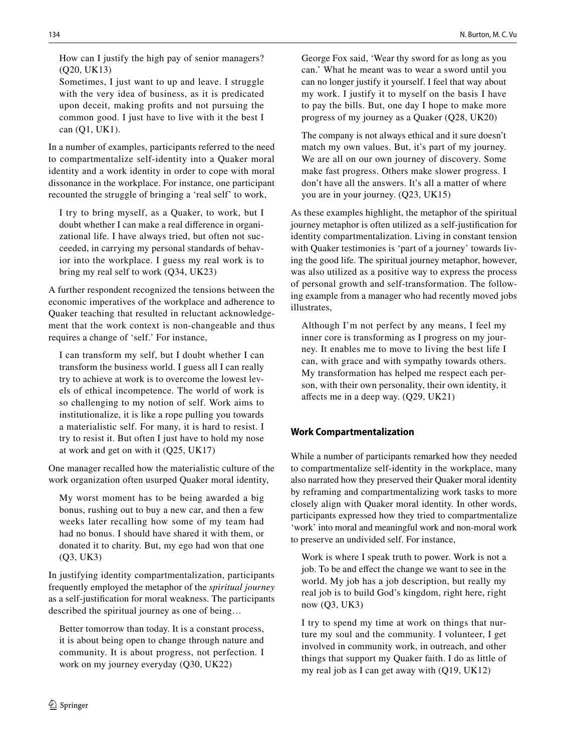How can I justify the high pay of senior managers? (Q20, UK13)

Sometimes, I just want to up and leave. I struggle with the very idea of business, as it is predicated upon deceit, making profits and not pursuing the common good. I just have to live with it the best I can (Q1, UK1).

In a number of examples, participants referred to the need to compartmentalize self-identity into a Quaker moral identity and a work identity in order to cope with moral dissonance in the workplace. For instance, one participant recounted the struggle of bringing a 'real self' to work,

> I try to bring myself, as a Quaker, to work, but I doubt whether I can make a real difference in organizational life. I have always tried, but often not succeeded, in carrying my personal standards of behavior into the workplace. I guess my real work is to bring my real self to work (Q34, UK23)

A further respondent recognized the tensions between the economic imperatives of the workplace and adherence to Quaker teaching that resulted in reluctant acknowledgement that the work context is non-changeable and thus requires a change of 'self.' For instance,

> I can transform my self, but I doubt whether I can transform the business world. I guess all I can really try to achieve at work is to overcome the lowest levels of ethical incompetence. The world of work is so challenging to my notion of self. Work aims to institutionalize, it is like a rope pulling you towards a materialistic self. For many, it is hard to resist. I try to resist it. But often I just have to hold my nose at work and get on with it (Q25, UK17)

One manager recalled how the materialistic culture of the work organization often usurped Quaker moral identity,

> My worst moment has to be being awarded a big bonus, rushing out to buy a new car, and then a few weeks later recalling how some of my team had had no bonus. I should have shared it with them, or donated it to charity. But, my ego had won that one (Q3, UK3)

In justifying identity compartmentalization, participants frequently employed the metaphor of the *spiritual journey* as a self-justification for moral weakness. The participants described the spiritual journey as one of being…

> Better tomorrow than today. It is a constant process, it is about being open to change through nature and community. It is about progress, not perfection. I work on my journey everyday (Q30, UK22)

> George Fox said, 'Wear thy sword for as long as you can.' What he meant was to wear a sword until you can no longer justify it yourself. I feel that way about my work. I justify it to myself on the basis I have to pay the bills. But, one day I hope to make more progress of my journey as a Quaker (Q28, UK20)

> The company is not always ethical and it sure doesn't match my own values. But, it's part of my journey. We are all on our own journey of discovery. Some make fast progress. Others make slower progress. I don't have all the answers. It's all a matter of where you are in your journey. (Q23, UK15)

As these examples highlight, the metaphor of the spiritual journey metaphor is often utilized as a self-justification for identity compartmentalization. Living in constant tension with Quaker testimonies is 'part of a journey' towards living the good life. The spiritual journey metaphor, however, was also utilized as a positive way to express the process of personal growth and self-transformation. The following example from a manager who had recently moved jobs illustrates,

> Although I'm not perfect by any means, I feel my inner core is transforming as I progress on my journey. It enables me to move to living the best life I can, with grace and with sympathy towards others. My transformation has helped me respect each person, with their own personality, their own identity, it affects me in a deep way. (Q29, UK21)

### Work Compartmentalization

While a number of participants remarked how they needed to compartmentalize self-identity in the workplace, many also narrated how they preserved their Quaker moral identity by reframing and compartmentalizing work tasks to more closely align with Quaker moral identity. In other words, participants expressed how they tried to compartmentalize 'work' into moral and meaningful work and non-moral work to preserve an undivided self. For instance,

> Work is where I speak truth to power. Work is not a job. To be and effect the change we want to see in the world. My job has a job description, but really my real job is to build God's kingdom, right here, right now (Q3, UK3)

> I try to spend my time at work on things that nurture my soul and the community. I volunteer, I get involved in community work, in outreach, and other things that support my Quaker faith. I do as little of my real job as I can get away with (Q19, UK12)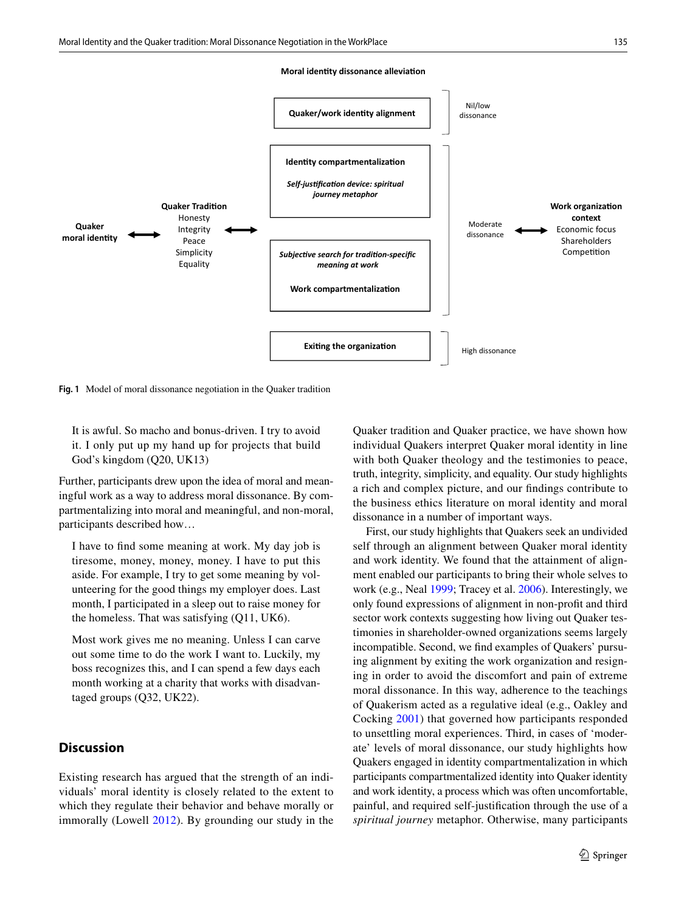**Moral identity dissonance alleviation**

| Quaker moral identity ↔ Quaker Tradition (Honesty, Integrity, Peace, Simplicity, Equality) ↔ | | Dissonance level | ↔ Work organization context (Economic focus, Shareholders, Competition) |
|---|---|---|---|
| | **Quaker/work identity alignment** | Nil/low dissonance | |
| | **Identity compartmentalization** — *Self-justification device: spiritual journey metaphor* | Moderate dissonance | |
| | *Subjective search for tradition-specific meaning at work* — **Work compartmentalization** | Moderate dissonance | |
| | **Exiting the organization** | High dissonance | |

**Fig. 1** Model of moral dissonance negotiation in the Quaker tradition

> It is awful. So macho and bonus-driven. I try to avoid it. I only put up my hand up for projects that build God's kingdom (Q20, UK13)

Further, participants drew upon the idea of moral and meaningful work as a way to address moral dissonance. By compartmentalizing into moral and meaningful, and non-moral, participants described how…

> I have to find some meaning at work. My day job is tiresome, money, money, money. I have to put this aside. For example, I try to get some meaning by volunteering for the good things my employer does. Last month, I participated in a sleep out to raise money for the homeless. That was satisfying (Q11, UK6).

> Most work gives me no meaning. Unless I can carve out some time to do the work I want to. Luckily, my boss recognizes this, and I can spend a few days each month working at a charity that works with disadvantaged groups (Q32, UK22).

## Discussion

Existing research has argued that the strength of an individuals' moral identity is closely related to the extent to which they regulate their behavior and behave morally or immorally (Lowell 2012). By grounding our study in the Quaker tradition and Quaker practice, we have shown how individual Quakers interpret Quaker moral identity in line with both Quaker theology and the testimonies to peace, truth, integrity, simplicity, and equality. Our study highlights a rich and complex picture, and our findings contribute to the business ethics literature on moral identity and moral dissonance in a number of important ways.

First, our study highlights that Quakers seek an undivided self through an alignment between Quaker moral identity and work identity. We found that the attainment of alignment enabled our participants to bring their whole selves to work (e.g., Neal 1999; Tracey et al. 2006). Interestingly, we only found expressions of alignment in non-profit and third sector work contexts suggesting how living out Quaker testimonies in shareholder-owned organizations seems largely incompatible. Second, we find examples of Quakers' pursuing alignment by exiting the work organization and resigning in order to avoid the discomfort and pain of extreme moral dissonance. In this way, adherence to the teachings of Quakerism acted as a regulative ideal (e.g., Oakley and Cocking 2001) that governed how participants responded to unsettling moral experiences. Third, in cases of 'moderate' levels of moral dissonance, our study highlights how Quakers engaged in identity compartmentalization in which participants compartmentalized identity into Quaker identity and work identity, a process which was often uncomfortable, painful, and required self-justification through the use of a *spiritual journey* metaphor. Otherwise, many participants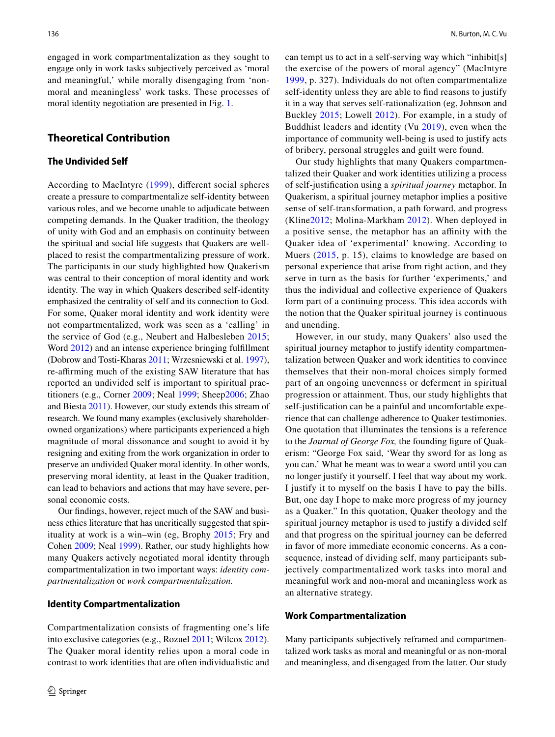engaged in work compartmentalization as they sought to engage only in work tasks subjectively perceived as 'moral and meaningful,' while morally disengaging from 'non-moral and meaningless' work tasks. These processes of moral identity negotiation are presented in Fig. 1.

## Theoretical Contribution

### The Undivided Self

According to MacIntyre (1999), different social spheres create a pressure to compartmentalize self-identity between various roles, and we become unable to adjudicate between competing demands. In the Quaker tradition, the theology of unity with God and an emphasis on continuity between the spiritual and social life suggests that Quakers are well-placed to resist the compartmentalizing pressure of work. The participants in our study highlighted how Quakerism was central to their conception of moral identity and work identity. The way in which Quakers described self-identity emphasized the centrality of self and its connection to God. For some, Quaker moral identity and work identity were not compartmentalized, work was seen as a 'calling' in the service of God (e.g., Neubert and Halbesleben 2015; Word 2012) and an intense experience bringing fulfillment (Dobrow and Tosti-Kharas 2011; Wrzesniewski et al. 1997), re-affirming much of the existing SAW literature that has reported an undivided self is important to spiritual practitioners (e.g., Corner 2009; Neal 1999; Sheep2006; Zhao and Biesta 2011). However, our study extends this stream of research. We found many examples (exclusively shareholder-owned organizations) where participants experienced a high magnitude of moral dissonance and sought to avoid it by resigning and exiting from the work organization in order to preserve an undivided Quaker moral identity. In other words, preserving moral identity, at least in the Quaker tradition, can lead to behaviors and actions that may have severe, personal economic costs.

Our findings, however, reject much of the SAW and business ethics literature that has uncritically suggested that spirituality at work is a win–win (eg, Brophy 2015; Fry and Cohen 2009; Neal 1999). Rather, our study highlights how many Quakers actively negotiated moral identity through compartmentalization in two important ways: *identity compartmentalization* or *work compartmentalization.*

### Identity Compartmentalization

Compartmentalization consists of fragmenting one's life into exclusive categories (e.g., Rozuel 2011; Wilcox 2012). The Quaker moral identity relies upon a moral code in contrast to work identities that are often individualistic and can tempt us to act in a self-serving way which "inhibit[s] the exercise of the powers of moral agency" (MacIntyre 1999, p. 327). Individuals do not often compartmentalize self-identity unless they are able to find reasons to justify it in a way that serves self-rationalization (eg, Johnson and Buckley 2015; Lowell 2012). For example, in a study of Buddhist leaders and identity (Vu 2019), even when the importance of community well-being is used to justify acts of bribery, personal struggles and guilt were found.

Our study highlights that many Quakers compartmentalized their Quaker and work identities utilizing a process of self-justification using a *spiritual journey* metaphor. In Quakerism, a spiritual journey metaphor implies a positive sense of self-transformation, a path forward, and progress (Kline2012; Molina-Markham 2012). When deployed in a positive sense, the metaphor has an affinity with the Quaker idea of 'experimental' knowing. According to Muers (2015, p. 15), claims to knowledge are based on personal experience that arise from right action, and they serve in turn as the basis for further 'experiments,' and thus the individual and collective experience of Quakers form part of a continuing process. This idea accords with the notion that the Quaker spiritual journey is continuous and unending.

However, in our study, many Quakers' also used the spiritual journey metaphor to justify identity compartmentalization between Quaker and work identities to convince themselves that their non-moral choices simply formed part of an ongoing unevenness or deferment in spiritual progression or attainment. Thus, our study highlights that self-justification can be a painful and uncomfortable experience that can challenge adherence to Quaker testimonies. One quotation that illuminates the tensions is a reference to the *Journal of George Fox,* the founding figure of Quakerism: "George Fox said, 'Wear thy sword for as long as you can.' What he meant was to wear a sword until you can no longer justify it yourself. I feel that way about my work. I justify it to myself on the basis I have to pay the bills. But, one day I hope to make more progress of my journey as a Quaker." In this quotation, Quaker theology and the spiritual journey metaphor is used to justify a divided self and that progress on the spiritual journey can be deferred in favor of more immediate economic concerns. As a consequence, instead of dividing self, many participants subjectively compartmentalized work tasks into moral and meaningful work and non-moral and meaningless work as an alternative strategy.

### Work Compartmentalization

Many participants subjectively reframed and compartmentalized work tasks as moral and meaningful or as non-moral and meaningless, and disengaged from the latter. Our study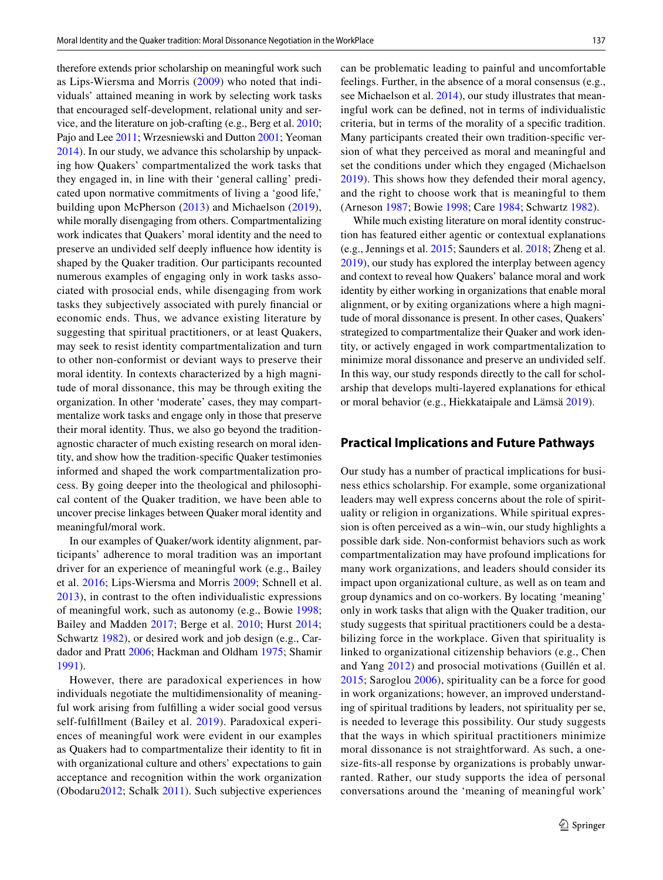therefore extends prior scholarship on meaningful work such as Lips-Wiersma and Morris (2009) who noted that individuals' attained meaning in work by selecting work tasks that encouraged self-development, relational unity and service, and the literature on job-crafting (e.g., Berg et al. 2010; Pajo and Lee 2011; Wrzesniewski and Dutton 2001; Yeoman 2014). In our study, we advance this scholarship by unpacking how Quakers' compartmentalized the work tasks that they engaged in, in line with their 'general calling' predicated upon normative commitments of living a 'good life,' building upon McPherson (2013) and Michaelson (2019), while morally disengaging from others. Compartmentalizing work indicates that Quakers' moral identity and the need to preserve an undivided self deeply influence how identity is shaped by the Quaker tradition. Our participants recounted numerous examples of engaging only in work tasks associated with prosocial ends, while disengaging from work tasks they subjectively associated with purely financial or economic ends. Thus, we advance existing literature by suggesting that spiritual practitioners, or at least Quakers, may seek to resist identity compartmentalization and turn to other non-conformist or deviant ways to preserve their moral identity. In contexts characterized by a high magnitude of moral dissonance, this may be through exiting the organization. In other 'moderate' cases, they may compartmentalize work tasks and engage only in those that preserve their moral identity. Thus, we also go beyond the tradition-agnostic character of much existing research on moral identity, and show how the tradition-specific Quaker testimonies informed and shaped the work compartmentalization process. By going deeper into the theological and philosophical content of the Quaker tradition, we have been able to uncover precise linkages between Quaker moral identity and meaningful/moral work.

In our examples of Quaker/work identity alignment, participants' adherence to moral tradition was an important driver for an experience of meaningful work (e.g., Bailey et al. 2016; Lips-Wiersma and Morris 2009; Schnell et al. 2013), in contrast to the often individualistic expressions of meaningful work, such as autonomy (e.g., Bowie 1998; Bailey and Madden 2017; Berge et al. 2010; Hurst 2014; Schwartz 1982), or desired work and job design (e.g., Cardador and Pratt 2006; Hackman and Oldham 1975; Shamir 1991).

However, there are paradoxical experiences in how individuals negotiate the multidimensionality of meaningful work arising from fulfilling a wider social good versus self-fulfillment (Bailey et al. 2019). Paradoxical experiences of meaningful work were evident in our examples as Quakers had to compartmentalize their identity to fit in with organizational culture and others' expectations to gain acceptance and recognition within the work organization (Obodaru2012; Schalk 2011). Such subjective experiences can be problematic leading to painful and uncomfortable feelings. Further, in the absence of a moral consensus (e.g., see Michaelson et al. 2014), our study illustrates that meaningful work can be defined, not in terms of individualistic criteria, but in terms of the morality of a specific tradition. Many participants created their own tradition-specific version of what they perceived as moral and meaningful and set the conditions under which they engaged (Michaelson 2019). This shows how they defended their moral agency, and the right to choose work that is meaningful to them (Arneson 1987; Bowie 1998; Care 1984; Schwartz 1982).

While much existing literature on moral identity construction has featured either agentic or contextual explanations (e.g., Jennings et al. 2015; Saunders et al. 2018; Zheng et al. 2019), our study has explored the interplay between agency and context to reveal how Quakers' balance moral and work identity by either working in organizations that enable moral alignment, or by exiting organizations where a high magnitude of moral dissonance is present. In other cases, Quakers' strategized to compartmentalize their Quaker and work identity, or actively engaged in work compartmentalization to minimize moral dissonance and preserve an undivided self. In this way, our study responds directly to the call for scholarship that develops multi-layered explanations for ethical or moral behavior (e.g., Hiekkataipale and Lämsä 2019).

## Practical Implications and Future Pathways

Our study has a number of practical implications for business ethics scholarship. For example, some organizational leaders may well express concerns about the role of spirituality or religion in organizations. While spiritual expression is often perceived as a win–win, our study highlights a possible dark side. Non-conformist behaviors such as work compartmentalization may have profound implications for many work organizations, and leaders should consider its impact upon organizational culture, as well as on team and group dynamics and on co-workers. By locating 'meaning' only in work tasks that align with the Quaker tradition, our study suggests that spiritual practitioners could be a destabilizing force in the workplace. Given that spirituality is linked to organizational citizenship behaviors (e.g., Chen and Yang 2012) and prosocial motivations (Guillén et al. 2015; Saroglou 2006), spirituality can be a force for good in work organizations; however, an improved understanding of spiritual traditions by leaders, not spirituality per se, is needed to leverage this possibility. Our study suggests that the ways in which spiritual practitioners minimize moral dissonance is not straightforward. As such, a one-size-fits-all response by organizations is probably unwarranted. Rather, our study supports the idea of personal conversations around the 'meaning of meaningful work'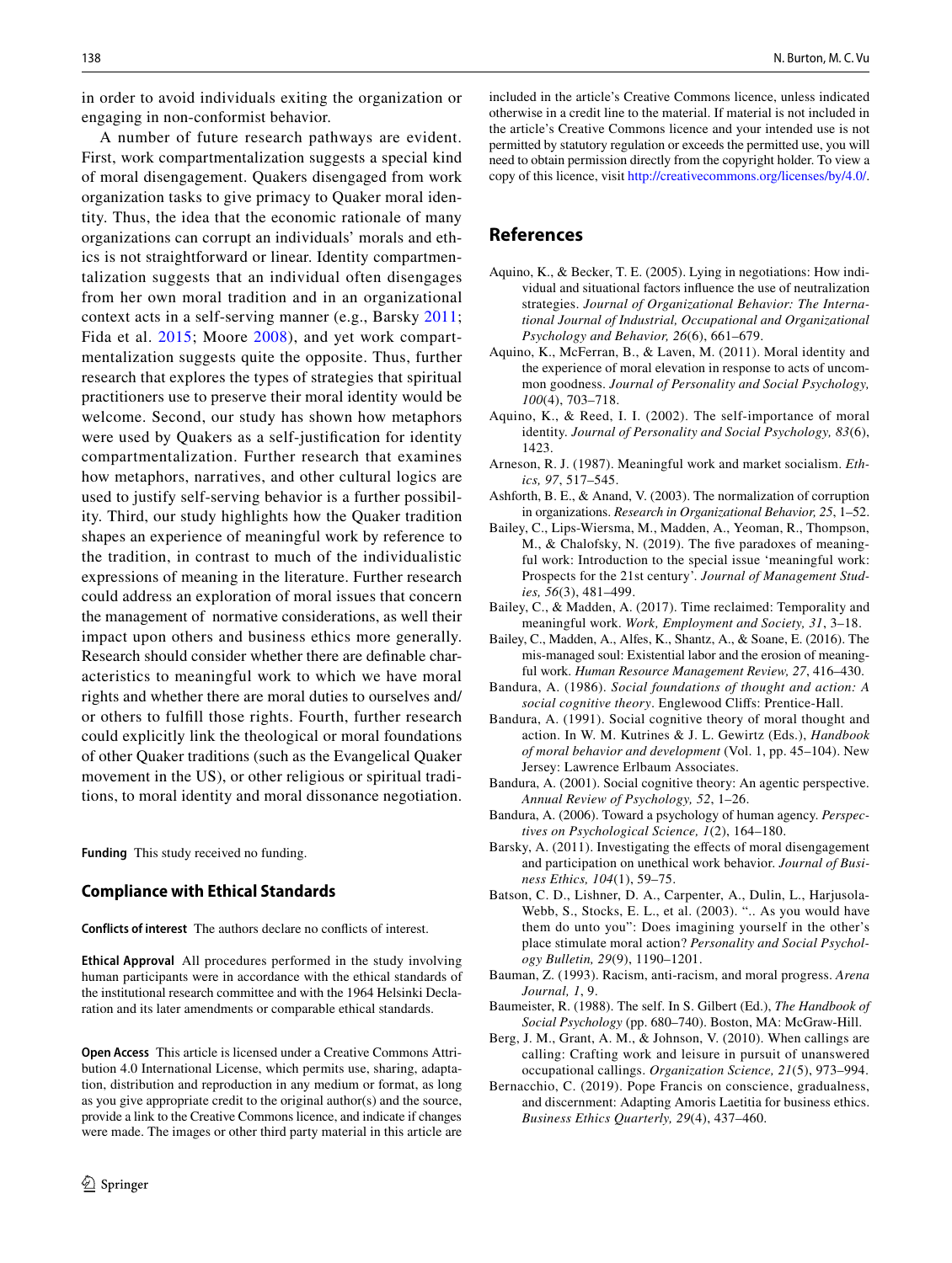in order to avoid individuals exiting the organization or engaging in non-conformist behavior.

A number of future research pathways are evident. First, work compartmentalization suggests a special kind of moral disengagement. Quakers disengaged from work organization tasks to give primacy to Quaker moral identity. Thus, the idea that the economic rationale of many organizations can corrupt an individuals' morals and ethics is not straightforward or linear. Identity compartmentalization suggests that an individual often disengages from her own moral tradition and in an organizational context acts in a self-serving manner (e.g., Barsky 2011; Fida et al. 2015; Moore 2008), and yet work compartmentalization suggests quite the opposite. Thus, further research that explores the types of strategies that spiritual practitioners use to preserve their moral identity would be welcome. Second, our study has shown how metaphors were used by Quakers as a self-justification for identity compartmentalization. Further research that examines how metaphors, narratives, and other cultural logics are used to justify self-serving behavior is a further possibility. Third, our study highlights how the Quaker tradition shapes an experience of meaningful work by reference to the tradition, in contrast to much of the individualistic expressions of meaning in the literature. Further research could address an exploration of moral issues that concern the management of normative considerations, as well their impact upon others and business ethics more generally. Research should consider whether there are definable characteristics to meaningful work to which we have moral rights and whether there are moral duties to ourselves and/or others to fulfill those rights. Fourth, further research could explicitly link the theological or moral foundations of other Quaker traditions (such as the Evangelical Quaker movement in the US), or other religious or spiritual traditions, to moral identity and moral dissonance negotiation.

**Funding** This study received no funding.

### Compliance with Ethical Standards

**Conflicts of interest** The authors declare no conflicts of interest.

**Ethical Approval** All procedures performed in the study involving human participants were in accordance with the ethical standards of the institutional research committee and with the 1964 Helsinki Declaration and its later amendments or comparable ethical standards.

**Open Access** This article is licensed under a Creative Commons Attribution 4.0 International License, which permits use, sharing, adaptation, distribution and reproduction in any medium or format, as long as you give appropriate credit to the original author(s) and the source, provide a link to the Creative Commons licence, and indicate if changes were made. The images or other third party material in this article are included in the article's Creative Commons licence, unless indicated otherwise in a credit line to the material. If material is not included in the article's Creative Commons licence and your intended use is not permitted by statutory regulation or exceeds the permitted use, you will need to obtain permission directly from the copyright holder. To view a copy of this licence, visit http://creativecommons.org/licenses/by/4.0/.

## References

Aquino, K., & Becker, T. E. (2005). Lying in negotiations: How individual and situational factors influence the use of neutralization strategies. *Journal of Organizational Behavior: The International Journal of Industrial, Occupational and Organizational Psychology and Behavior, 26*(6), 661–679.

Aquino, K., McFerran, B., & Laven, M. (2011). Moral identity and the experience of moral elevation in response to acts of uncommon goodness. *Journal of Personality and Social Psychology, 100*(4), 703–718.

Aquino, K., & Reed, I. I. (2002). The self-importance of moral identity. *Journal of Personality and Social Psychology, 83*(6), 1423.

Arneson, R. J. (1987). Meaningful work and market socialism. *Ethics, 97*, 517–545.

Ashforth, B. E., & Anand, V. (2003). The normalization of corruption in organizations. *Research in Organizational Behavior, 25*, 1–52.

Bailey, C., Lips-Wiersma, M., Madden, A., Yeoman, R., Thompson, M., & Chalofsky, N. (2019). The five paradoxes of meaningful work: Introduction to the special issue 'meaningful work: Prospects for the 21st century'. *Journal of Management Studies, 56*(3), 481–499.

Bailey, C., & Madden, A. (2017). Time reclaimed: Temporality and meaningful work. *Work, Employment and Society, 31*, 3–18.

Bailey, C., Madden, A., Alfes, K., Shantz, A., & Soane, E. (2016). The mis-managed soul: Existential labor and the erosion of meaningful work. *Human Resource Management Review, 27*, 416–430.

Bandura, A. (1986). *Social foundations of thought and action: A social cognitive theory*. Englewood Cliffs: Prentice-Hall.

Bandura, A. (1991). Social cognitive theory of moral thought and action. In W. M. Kutrines & J. L. Gewirtz (Eds.), *Handbook of moral behavior and development* (Vol. 1, pp. 45–104). New Jersey: Lawrence Erlbaum Associates.

Bandura, A. (2001). Social cognitive theory: An agentic perspective. *Annual Review of Psychology, 52*, 1–26.

Bandura, A. (2006). Toward a psychology of human agency. *Perspectives on Psychological Science, 1*(2), 164–180.

Barsky, A. (2011). Investigating the effects of moral disengagement and participation on unethical work behavior. *Journal of Business Ethics, 104*(1), 59–75.

Batson, C. D., Lishner, D. A., Carpenter, A., Dulin, L., Harjusola-Webb, S., Stocks, E. L., et al. (2003). ".. As you would have them do unto you": Does imagining yourself in the other's place stimulate moral action? *Personality and Social Psychology Bulletin, 29*(9), 1190–1201.

Bauman, Z. (1993). Racism, anti-racism, and moral progress. *Arena Journal, 1*, 9.

Baumeister, R. (1988). The self. In S. Gilbert (Ed.), *The Handbook of Social Psychology* (pp. 680–740). Boston, MA: McGraw-Hill.

Berg, J. M., Grant, A. M., & Johnson, V. (2010). When callings are calling: Crafting work and leisure in pursuit of unanswered occupational callings. *Organization Science, 21*(5), 973–994.

Bernacchio, C. (2019). Pope Francis on conscience, gradualness, and discernment: Adapting Amoris Laetitia for business ethics. *Business Ethics Quarterly, 29*(4), 437–460.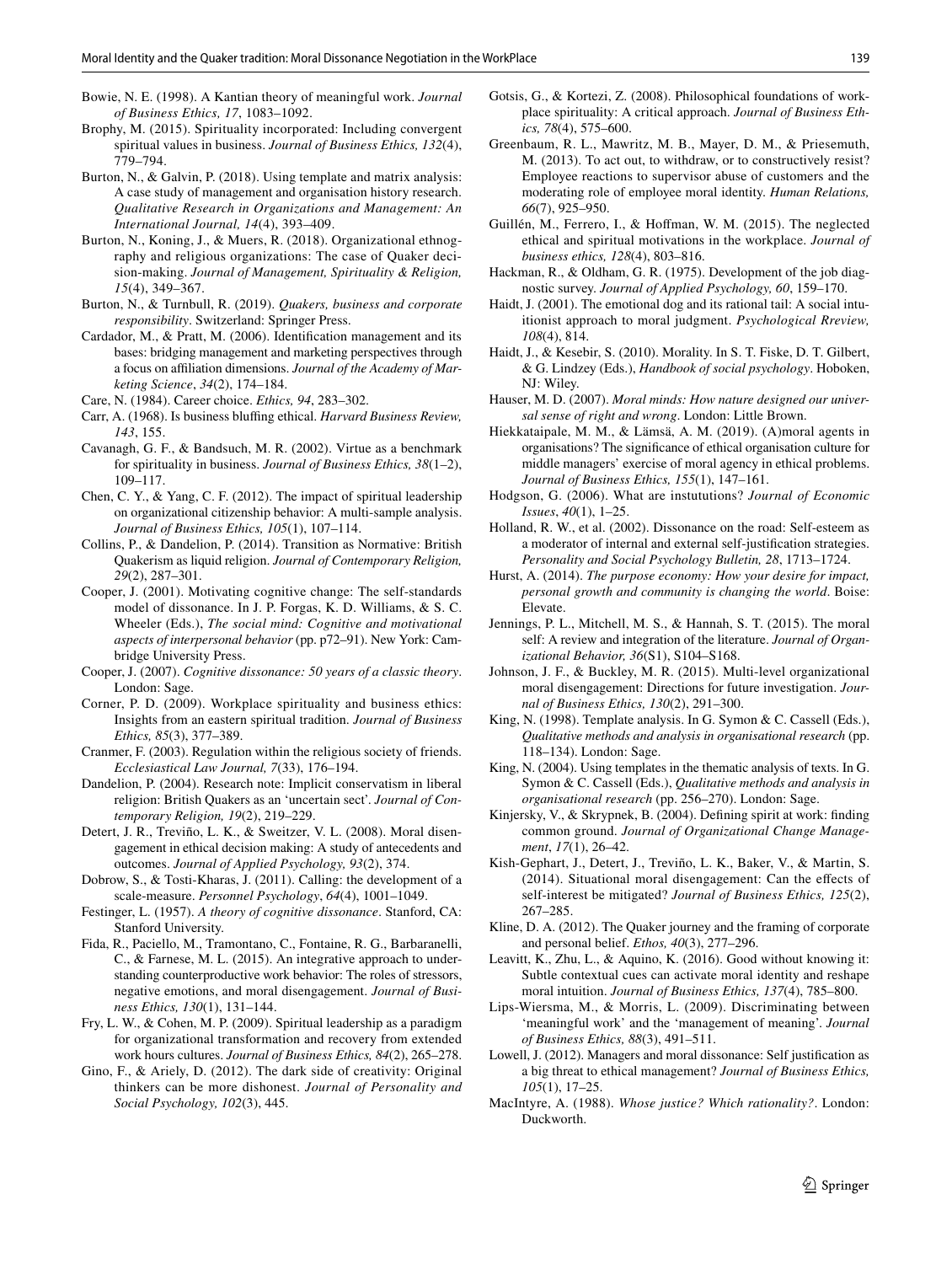Bowie, N. E. (1998). A Kantian theory of meaningful work. *Journal of Business Ethics, 17*, 1083–1092.

Brophy, M. (2015). Spirituality incorporated: Including convergent spiritual values in business. *Journal of Business Ethics, 132*(4), 779–794.

Burton, N., & Galvin, P. (2018). Using template and matrix analysis: A case study of management and organisation history research. *Qualitative Research in Organizations and Management: An International Journal, 14*(4), 393–409.

Burton, N., Koning, J., & Muers, R. (2018). Organizational ethnography and religious organizations: The case of Quaker decision-making. *Journal of Management, Spirituality & Religion, 15*(4), 349–367.

Burton, N., & Turnbull, R. (2019). *Quakers, business and corporate responsibility*. Switzerland: Springer Press.

Cardador, M., & Pratt, M. (2006). Identification management and its bases: bridging management and marketing perspectives through a focus on affiliation dimensions. *Journal of the Academy of Marketing Science*, *34*(2), 174–184.

Care, N. (1984). Career choice. *Ethics, 94*, 283–302.

Carr, A. (1968). Is business bluffing ethical. *Harvard Business Review, 143*, 155.

Cavanagh, G. F., & Bandsuch, M. R. (2002). Virtue as a benchmark for spirituality in business. *Journal of Business Ethics, 38*(1–2), 109–117.

Chen, C. Y., & Yang, C. F. (2012). The impact of spiritual leadership on organizational citizenship behavior: A multi-sample analysis. *Journal of Business Ethics, 105*(1), 107–114.

Collins, P., & Dandelion, P. (2014). Transition as Normative: British Quakerism as liquid religion. *Journal of Contemporary Religion, 29*(2), 287–301.

Cooper, J. (2001). Motivating cognitive change: The self-standards model of dissonance. In J. P. Forgas, K. D. Williams, & S. C. Wheeler (Eds.), *The social mind: Cognitive and motivational aspects of interpersonal behavior* (pp. p72–91). New York: Cambridge University Press.

Cooper, J. (2007). *Cognitive dissonance: 50 years of a classic theory*. London: Sage.

Corner, P. D. (2009). Workplace spirituality and business ethics: Insights from an eastern spiritual tradition. *Journal of Business Ethics, 85*(3), 377–389.

Cranmer, F. (2003). Regulation within the religious society of friends. *Ecclesiastical Law Journal, 7*(33), 176–194.

Dandelion, P. (2004). Research note: Implicit conservatism in liberal religion: British Quakers as an 'uncertain sect'. *Journal of Contemporary Religion, 19*(2), 219–229.

Detert, J. R., Treviño, L. K., & Sweitzer, V. L. (2008). Moral disengagement in ethical decision making: A study of antecedents and outcomes. *Journal of Applied Psychology, 93*(2), 374.

Dobrow, S., & Tosti-Kharas, J. (2011). Calling: the development of a scale-measure. *Personnel Psychology*, *64*(4), 1001–1049.

Festinger, L. (1957). *A theory of cognitive dissonance*. Stanford, CA: Stanford University.

Fida, R., Paciello, M., Tramontano, C., Fontaine, R. G., Barbaranelli, C., & Farnese, M. L. (2015). An integrative approach to understanding counterproductive work behavior: The roles of stressors, negative emotions, and moral disengagement. *Journal of Business Ethics, 130*(1), 131–144.

Fry, L. W., & Cohen, M. P. (2009). Spiritual leadership as a paradigm for organizational transformation and recovery from extended work hours cultures. *Journal of Business Ethics, 84*(2), 265–278.

Gino, F., & Ariely, D. (2012). The dark side of creativity: Original thinkers can be more dishonest. *Journal of Personality and Social Psychology, 102*(3), 445.

Gotsis, G., & Kortezi, Z. (2008). Philosophical foundations of workplace spirituality: A critical approach. *Journal of Business Ethics, 78*(4), 575–600.

Greenbaum, R. L., Mawritz, M. B., Mayer, D. M., & Priesemuth, M. (2013). To act out, to withdraw, or to constructively resist? Employee reactions to supervisor abuse of customers and the moderating role of employee moral identity. *Human Relations, 66*(7), 925–950.

Guillén, M., Ferrero, I., & Hoffman, W. M. (2015). The neglected ethical and spiritual motivations in the workplace. *Journal of business ethics, 128*(4), 803–816.

Hackman, R., & Oldham, G. R. (1975). Development of the job diagnostic survey. *Journal of Applied Psychology, 60*, 159–170.

Haidt, J. (2001). The emotional dog and its rational tail: A social intuitionist approach to moral judgment. *Psychological Rreview, 108*(4), 814.

Haidt, J., & Kesebir, S. (2010). Morality. In S. T. Fiske, D. T. Gilbert, & G. Lindzey (Eds.), *Handbook of social psychology*. Hoboken, NJ: Wiley.

Hauser, M. D. (2007). *Moral minds: How nature designed our universal sense of right and wrong*. London: Little Brown.

Hiekkataipale, M. M., & Lämsä, A. M. (2019). (A)moral agents in organisations? The significance of ethical organisation culture for middle managers' exercise of moral agency in ethical problems. *Journal of Business Ethics, 155*(1), 147–161.

Hodgson, G. (2006). What are instututions? *Journal of Economic Issues*, *40*(1), 1–25.

Holland, R. W., et al. (2002). Dissonance on the road: Self-esteem as a moderator of internal and external self-justification strategies. *Personality and Social Psychology Bulletin, 28*, 1713–1724.

Hurst, A. (2014). *The purpose economy: How your desire for impact, personal growth and community is changing the world*. Boise: Elevate.

Jennings, P. L., Mitchell, M. S., & Hannah, S. T. (2015). The moral self: A review and integration of the literature. *Journal of Organizational Behavior, 36*(S1), S104–S168.

Johnson, J. F., & Buckley, M. R. (2015). Multi-level organizational moral disengagement: Directions for future investigation. *Journal of Business Ethics, 130*(2), 291–300.

King, N. (1998). Template analysis. In G. Symon & C. Cassell (Eds.), *Qualitative methods and analysis in organisational research* (pp. 118–134). London: Sage.

King, N. (2004). Using templates in the thematic analysis of texts. In G. Symon & C. Cassell (Eds.), *Qualitative methods and analysis in organisational research* (pp. 256–270). London: Sage.

Kinjersky, V., & Skrypnek, B. (2004). Defining spirit at work: finding common ground. *Journal of Organizational Change Management*, *17*(1), 26–42.

Kish-Gephart, J., Detert, J., Treviño, L. K., Baker, V., & Martin, S. (2014). Situational moral disengagement: Can the effects of self-interest be mitigated? *Journal of Business Ethics, 125*(2), 267–285.

Kline, D. A. (2012). The Quaker journey and the framing of corporate and personal belief. *Ethos, 40*(3), 277–296.

Leavitt, K., Zhu, L., & Aquino, K. (2016). Good without knowing it: Subtle contextual cues can activate moral identity and reshape moral intuition. *Journal of Business Ethics, 137*(4), 785–800.

Lips-Wiersma, M., & Morris, L. (2009). Discriminating between 'meaningful work' and the 'management of meaning'. *Journal of Business Ethics, 88*(3), 491–511.

Lowell, J. (2012). Managers and moral dissonance: Self justification as a big threat to ethical management? *Journal of Business Ethics, 105*(1), 17–25.

MacIntyre, A. (1988). *Whose justice? Which rationality?*. London: Duckworth.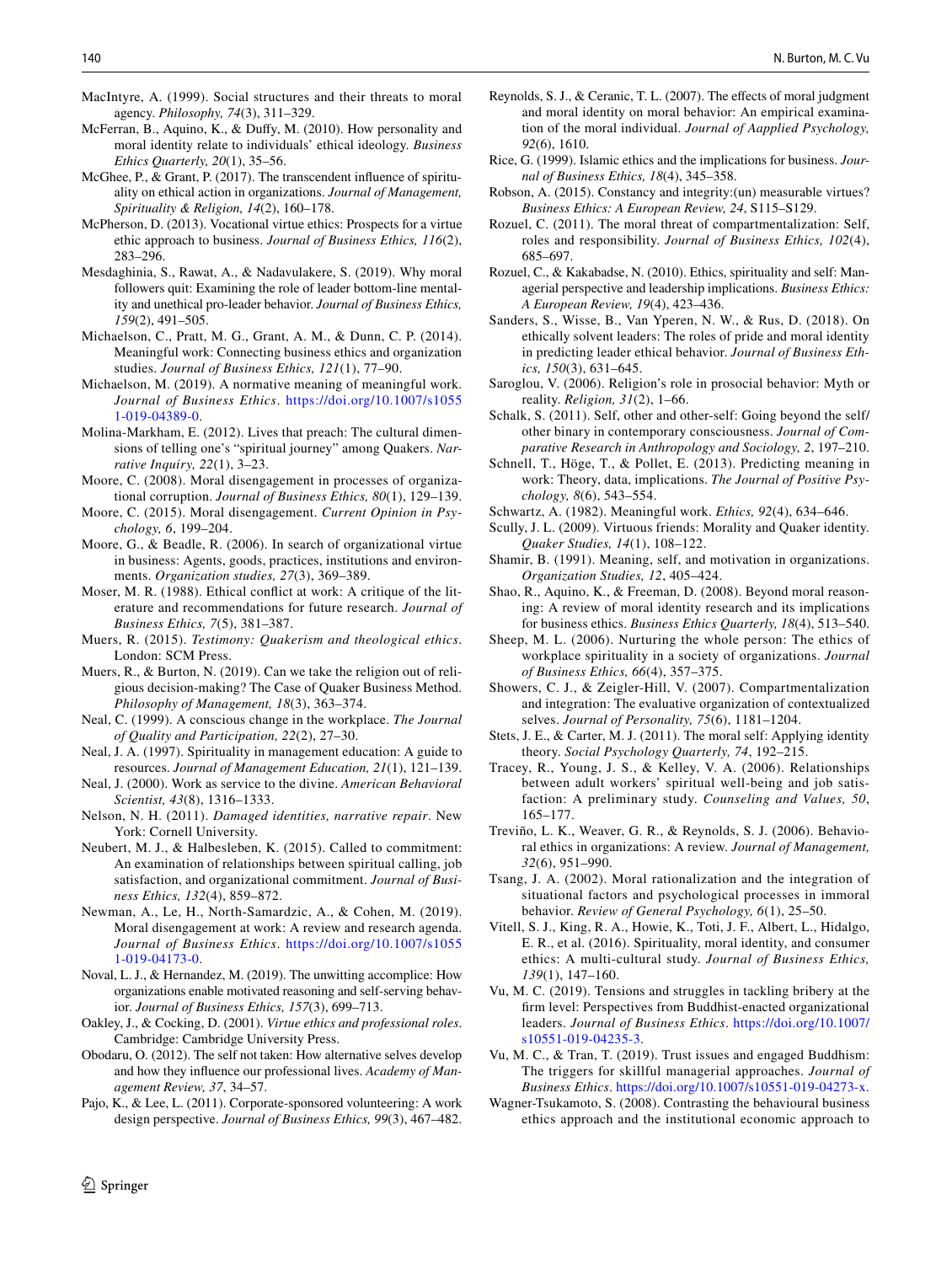MacIntyre, A. (1999). Social structures and their threats to moral agency. *Philosophy, 74*(3), 311–329.

McFerran, B., Aquino, K., & Duffy, M. (2010). How personality and moral identity relate to individuals' ethical ideology. *Business Ethics Quarterly, 20*(1), 35–56.

McGhee, P., & Grant, P. (2017). The transcendent influence of spirituality on ethical action in organizations. *Journal of Management, Spirituality & Religion, 14*(2), 160–178.

McPherson, D. (2013). Vocational virtue ethics: Prospects for a virtue ethic approach to business. *Journal of Business Ethics, 116*(2), 283–296.

Mesdaghinia, S., Rawat, A., & Nadavulakere, S. (2019). Why moral followers quit: Examining the role of leader bottom-line mentality and unethical pro-leader behavior. *Journal of Business Ethics, 159*(2), 491–505.

Michaelson, C., Pratt, M. G., Grant, A. M., & Dunn, C. P. (2014). Meaningful work: Connecting business ethics and organization studies. *Journal of Business Ethics, 121*(1), 77–90.

Michaelson, M. (2019). A normative meaning of meaningful work. *Journal of Business Ethics*. https://doi.org/10.1007/s10551-019-04389-0.

Molina-Markham, E. (2012). Lives that preach: The cultural dimensions of telling one's "spiritual journey" among Quakers. *Narrative Inquiry, 22*(1), 3–23.

Moore, C. (2008). Moral disengagement in processes of organizational corruption. *Journal of Business Ethics, 80*(1), 129–139.

Moore, C. (2015). Moral disengagement. *Current Opinion in Psychology, 6*, 199–204.

Moore, G., & Beadle, R. (2006). In search of organizational virtue in business: Agents, goods, practices, institutions and environments. *Organization studies, 27*(3), 369–389.

Moser, M. R. (1988). Ethical conflict at work: A critique of the literature and recommendations for future research. *Journal of Business Ethics, 7*(5), 381–387.

Muers, R. (2015). *Testimony: Quakerism and theological ethics*. London: SCM Press.

Muers, R., & Burton, N. (2019). Can we take the religion out of religious decision-making? The Case of Quaker Business Method. *Philosophy of Management, 18*(3), 363–374.

Neal, C. (1999). A conscious change in the workplace. *The Journal of Quality and Participation, 22*(2), 27–30.

Neal, J. A. (1997). Spirituality in management education: A guide to resources. *Journal of Management Education, 21*(1), 121–139.

Neal, J. (2000). Work as service to the divine. *American Behavioral Scientist, 43*(8), 1316–1333.

Nelson, N. H. (2011). *Damaged identities, narrative repair*. New York: Cornell University.

Neubert, M. J., & Halbesleben, K. (2015). Called to commitment: An examination of relationships between spiritual calling, job satisfaction, and organizational commitment. *Journal of Business Ethics, 132*(4), 859–872.

Newman, A., Le, H., North-Samardzic, A., & Cohen, M. (2019). Moral disengagement at work: A review and research agenda. *Journal of Business Ethics*. https://doi.org/10.1007/s10551-019-04173-0.

Noval, L. J., & Hernandez, M. (2019). The unwitting accomplice: How organizations enable motivated reasoning and self-serving behavior. *Journal of Business Ethics, 157*(3), 699–713.

Oakley, J., & Cocking, D. (2001). *Virtue ethics and professional roles*. Cambridge: Cambridge University Press.

Obodaru, O. (2012). The self not taken: How alternative selves develop and how they influence our professional lives. *Academy of Management Review, 37*, 34–57.

Pajo, K., & Lee, L. (2011). Corporate-sponsored volunteering: A work design perspective. *Journal of Business Ethics, 99*(3), 467–482.

Reynolds, S. J., & Ceranic, T. L. (2007). The effects of moral judgment and moral identity on moral behavior: An empirical examination of the moral individual. *Journal of Aapplied Psychology, 92*(6), 1610.

Rice, G. (1999). Islamic ethics and the implications for business. *Journal of Business Ethics, 18*(4), 345–358.

Robson, A. (2015). Constancy and integrity:(un) measurable virtues? *Business Ethics: A European Review, 24*, S115–S129.

Rozuel, C. (2011). The moral threat of compartmentalization: Self, roles and responsibility. *Journal of Business Ethics, 102*(4), 685–697.

Rozuel, C., & Kakabadse, N. (2010). Ethics, spirituality and self: Managerial perspective and leadership implications. *Business Ethics: A European Review, 19*(4), 423–436.

Sanders, S., Wisse, B., Van Yperen, N. W., & Rus, D. (2018). On ethically solvent leaders: The roles of pride and moral identity in predicting leader ethical behavior. *Journal of Business Ethics, 150*(3), 631–645.

Saroglou, V. (2006). Religion's role in prosocial behavior: Myth or reality. *Religion, 31*(2), 1–66.

Schalk, S. (2011). Self, other and other-self: Going beyond the self/other binary in contemporary consciousness. *Journal of Comparative Research in Anthropology and Sociology, 2*, 197–210.

Schnell, T., Höge, T., & Pollet, E. (2013). Predicting meaning in work: Theory, data, implications. *The Journal of Positive Psychology, 8*(6), 543–554.

Schwartz, A. (1982). Meaningful work. *Ethics, 92*(4), 634–646.

Scully, J. L. (2009). Virtuous friends: Morality and Quaker identity. *Quaker Studies, 14*(1), 108–122.

Shamir, B. (1991). Meaning, self, and motivation in organizations. *Organization Studies, 12*, 405–424.

Shao, R., Aquino, K., & Freeman, D. (2008). Beyond moral reasoning: A review of moral identity research and its implications for business ethics. *Business Ethics Quarterly, 18*(4), 513–540.

Sheep, M. L. (2006). Nurturing the whole person: The ethics of workplace spirituality in a society of organizations. *Journal of Business Ethics, 66*(4), 357–375.

Showers, C. J., & Zeigler-Hill, V. (2007). Compartmentalization and integration: The evaluative organization of contextualized selves. *Journal of Personality, 75*(6), 1181–1204.

Stets, J. E., & Carter, M. J. (2011). The moral self: Applying identity theory. *Social Psychology Quarterly, 74*, 192–215.

Tracey, R., Young, J. S., & Kelley, V. A. (2006). Relationships between adult workers' spiritual well-being and job satisfaction: A preliminary study. *Counseling and Values, 50*, 165–177.

Treviño, L. K., Weaver, G. R., & Reynolds, S. J. (2006). Behavioral ethics in organizations: A review. *Journal of Management, 32*(6), 951–990.

Tsang, J. A. (2002). Moral rationalization and the integration of situational factors and psychological processes in immoral behavior. *Review of General Psychology, 6*(1), 25–50.

Vitell, S. J., King, R. A., Howie, K., Toti, J. F., Albert, L., Hidalgo, E. R., et al. (2016). Spirituality, moral identity, and consumer ethics: A multi-cultural study. *Journal of Business Ethics, 139*(1), 147–160.

Vu, M. C. (2019). Tensions and struggles in tackling bribery at the firm level: Perspectives from Buddhist-enacted organizational leaders. *Journal of Business Ethics*. https://doi.org/10.1007/s10551-019-04235-3.

Vu, M. C., & Tran, T. (2019). Trust issues and engaged Buddhism: The triggers for skillful managerial approaches. *Journal of Business Ethics*. https://doi.org/10.1007/s10551-019-04273-x.

Wagner-Tsukamoto, S. (2008). Contrasting the behavioural business ethics approach and the institutional economic approach to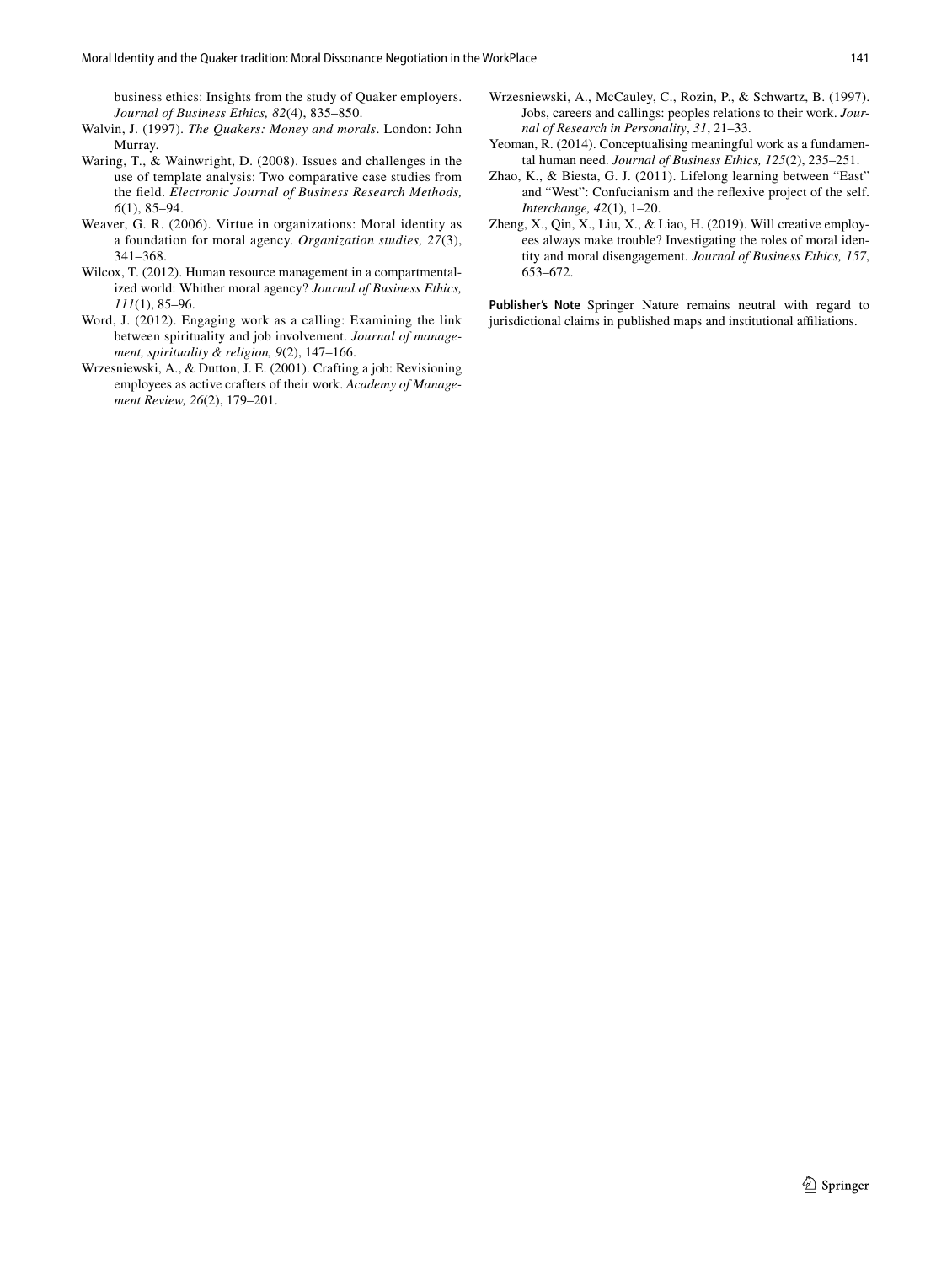business ethics: Insights from the study of Quaker employers. *Journal of Business Ethics, 82*(4), 835–850.

Walvin, J. (1997). *The Quakers: Money and morals*. London: John Murray.

Waring, T., & Wainwright, D. (2008). Issues and challenges in the use of template analysis: Two comparative case studies from the field. *Electronic Journal of Business Research Methods, 6*(1), 85–94.

Weaver, G. R. (2006). Virtue in organizations: Moral identity as a foundation for moral agency. *Organization studies, 27*(3), 341–368.

Wilcox, T. (2012). Human resource management in a compartmentalized world: Whither moral agency? *Journal of Business Ethics, 111*(1), 85–96.

Word, J. (2012). Engaging work as a calling: Examining the link between spirituality and job involvement. *Journal of management, spirituality & religion, 9*(2), 147–166.

Wrzesniewski, A., & Dutton, J. E. (2001). Crafting a job: Revisioning employees as active crafters of their work. *Academy of Management Review, 26*(2), 179–201.

Wrzesniewski, A., McCauley, C., Rozin, P., & Schwartz, B. (1997). Jobs, careers and callings: peoples relations to their work. *Journal of Research in Personality*, *31*, 21–33.

Yeoman, R. (2014). Conceptualising meaningful work as a fundamental human need. *Journal of Business Ethics, 125*(2), 235–251.

Zhao, K., & Biesta, G. J. (2011). Lifelong learning between "East" and "West": Confucianism and the reflexive project of the self. *Interchange, 42*(1), 1–20.

Zheng, X., Qin, X., Liu, X., & Liao, H. (2019). Will creative employees always make trouble? Investigating the roles of moral identity and moral disengagement. *Journal of Business Ethics, 157*, 653–672.

**Publisher's Note** Springer Nature remains neutral with regard to jurisdictional claims in published maps and institutional affiliations.